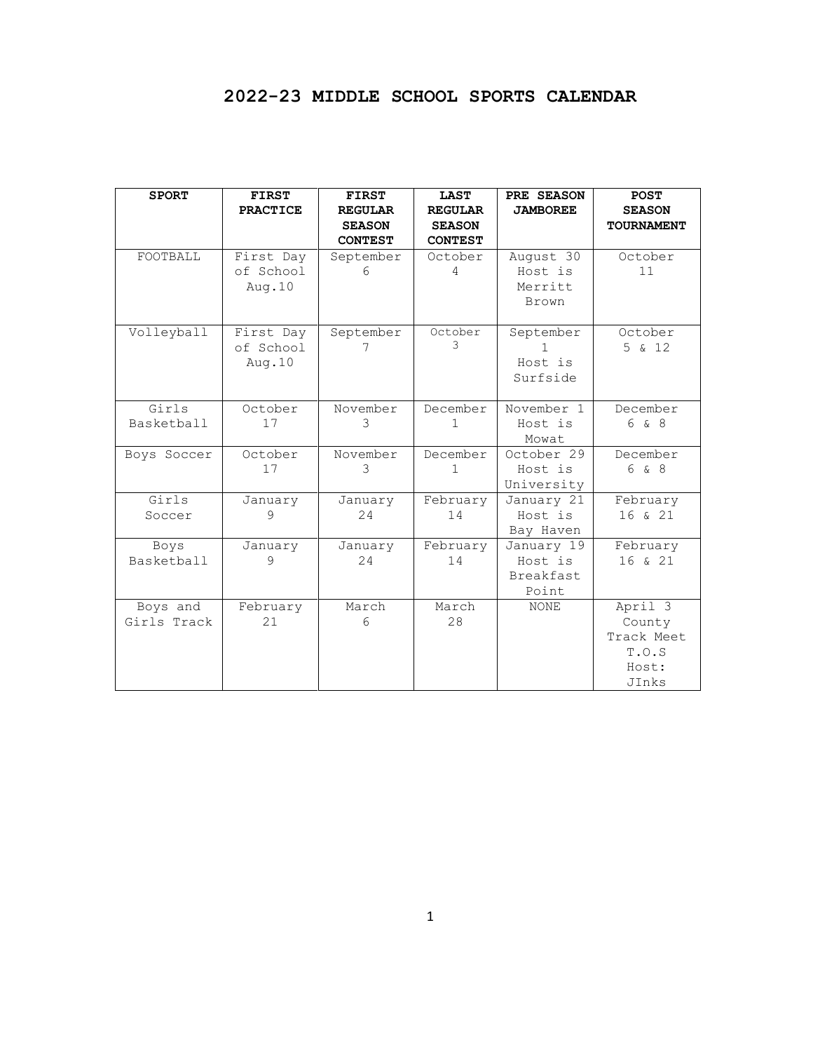# 2022-23 MIDDLE SCHOOL SPORTS CALENDAR

| SPORT | FIRST PRACTICE | FIRST REGULAR SEASON CONTEST | LAST REGULAR SEASON CONTEST | PRE SEASON JAMBOREE | POST SEASON TOURNAMENT |
|---|---|---|---|---|---|
| FOOTBALL | First Day of School Aug.10 | September 6 | October 4 | August 30 Host is Merritt Brown | October 11 |
| Volleyball | First Day of School Aug.10 | September 7 | October 3 | September 1 Host is Surfside | October 5 & 12 |
| Girls Basketball | October 17 | November 3 | December 1 | November 1 Host is Mowat | December 6 & 8 |
| Boys Soccer | October 17 | November 3 | December 1 | October 29 Host is University | December 6 & 8 |
| Girls Soccer | January 9 | January 24 | February 14 | January 21 Host is Bay Haven | February 16 & 21 |
| Boys Basketball | January 9 | January 24 | February 14 | January 19 Host is Breakfast Point | February 16 & 21 |
| Boys and Girls Track | February 21 | March 6 | March 28 | NONE | April 3 County Track Meet T.O.S Host: JInks |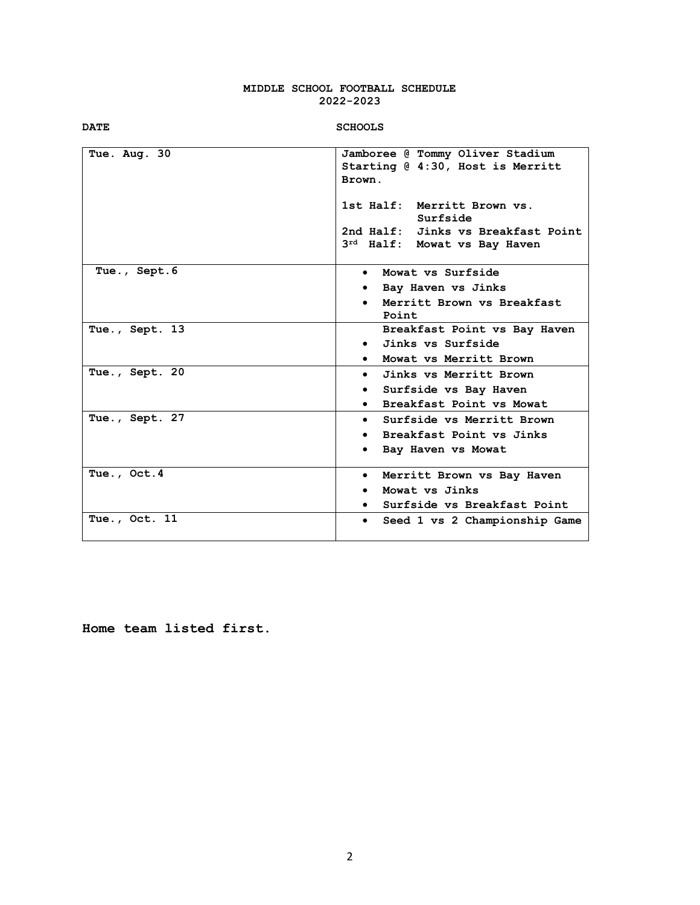# MIDDLE SCHOOL FOOTBALL SCHEDULE
## 2022-2023

| DATE | SCHOOLS |
|---|---|
| Tue. Aug. 30 | Jamboree @ Tommy Oliver Stadium Starting @ 4:30, Host is Merritt Brown.<br><br>1st Half: Merritt Brown vs. Surfside<br>2nd Half: Jinks vs Breakfast Point<br>3rd Half: Mowat vs Bay Haven |
| Tue., Sept.6 | • Mowat vs Surfside<br>• Bay Haven vs Jinks<br>• Merritt Brown vs Breakfast Point |
| Tue., Sept. 13 | Breakfast Point vs Bay Haven<br>• Jinks vs Surfside<br>• Mowat vs Merritt Brown |
| Tue., Sept. 20 | • Jinks vs Merritt Brown<br>• Surfside vs Bay Haven<br>• Breakfast Point vs Mowat |
| Tue., Sept. 27 | • Surfside vs Merritt Brown<br>• Breakfast Point vs Jinks<br>• Bay Haven vs Mowat |
| Tue., Oct.4 | • Merritt Brown vs Bay Haven<br>• Mowat vs Jinks<br>• Surfside vs Breakfast Point |
| Tue., Oct. 11 | • Seed 1 vs 2 Championship Game |

**Home team listed first.**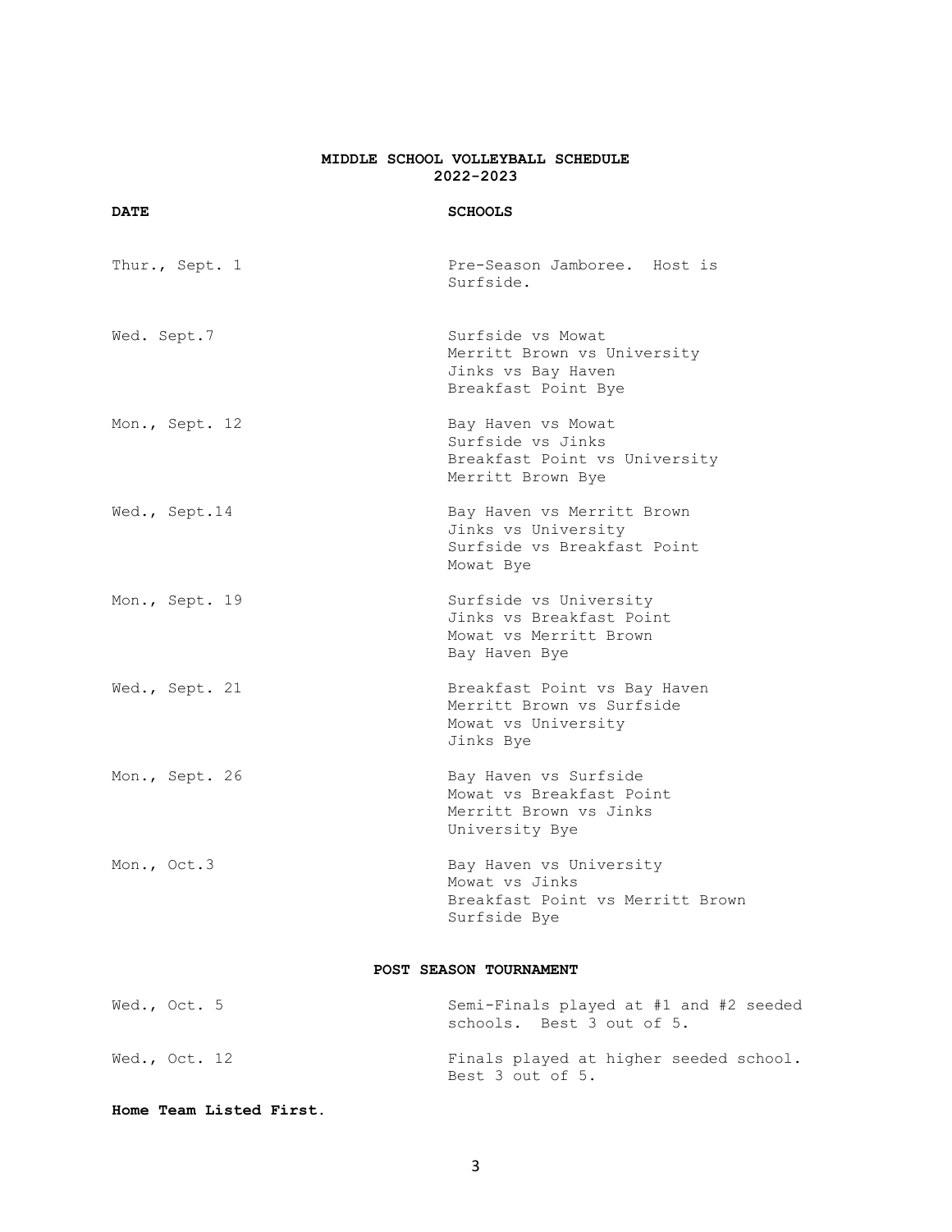**MIDDLE SCHOOL VOLLEYBALL SCHEDULE**
**2022-2023**

| DATE | SCHOOLS |
|---|---|
| Thur., Sept. 1 | Pre-Season Jamboree. Host is Surfside. |
| Wed. Sept.7 | Surfside vs Mowat<br>Merritt Brown vs University<br>Jinks vs Bay Haven<br>Breakfast Point Bye |
| Mon., Sept. 12 | Bay Haven vs Mowat<br>Surfside vs Jinks<br>Breakfast Point vs University<br>Merritt Brown Bye |
| Wed., Sept.14 | Bay Haven vs Merritt Brown<br>Jinks vs University<br>Surfside vs Breakfast Point<br>Mowat Bye |
| Mon., Sept. 19 | Surfside vs University<br>Jinks vs Breakfast Point<br>Mowat vs Merritt Brown<br>Bay Haven Bye |
| Wed., Sept. 21 | Breakfast Point vs Bay Haven<br>Merritt Brown vs Surfside<br>Mowat vs University<br>Jinks Bye |
| Mon., Sept. 26 | Bay Haven vs Surfside<br>Mowat vs Breakfast Point<br>Merritt Brown vs Jinks<br>University Bye |
| Mon., Oct.3 | Bay Haven vs University<br>Mowat vs Jinks<br>Breakfast Point vs Merritt Brown<br>Surfside Bye |

**POST SEASON TOURNAMENT**

| | |
|---|---|
| Wed., Oct. 5 | Semi-Finals played at #1 and #2 seeded schools. Best 3 out of 5. |
| Wed., Oct. 12 | Finals played at higher seeded school. Best 3 out of 5. |

**Home Team Listed First.**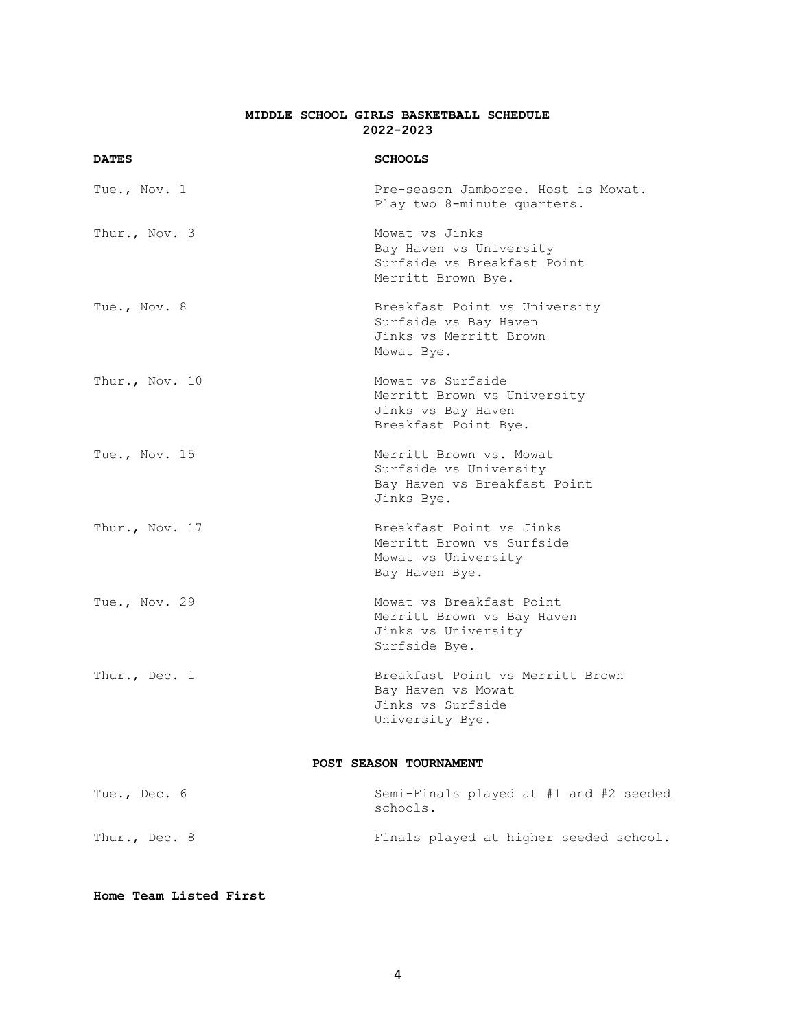# MIDDLE SCHOOL GIRLS BASKETBALL SCHEDULE
## 2022-2023

| DATES | SCHOOLS |
|---|---|
| Tue., Nov. 1 | Pre-season Jamboree. Host is Mowat. Play two 8-minute quarters. |
| Thur., Nov. 3 | Mowat vs Jinks<br>Bay Haven vs University<br>Surfside vs Breakfast Point<br>Merritt Brown Bye. |
| Tue., Nov. 8 | Breakfast Point vs University<br>Surfside vs Bay Haven<br>Jinks vs Merritt Brown<br>Mowat Bye. |
| Thur., Nov. 10 | Mowat vs Surfside<br>Merritt Brown vs University<br>Jinks vs Bay Haven<br>Breakfast Point Bye. |
| Tue., Nov. 15 | Merritt Brown vs. Mowat<br>Surfside vs University<br>Bay Haven vs Breakfast Point<br>Jinks Bye. |
| Thur., Nov. 17 | Breakfast Point vs Jinks<br>Merritt Brown vs Surfside<br>Mowat vs University<br>Bay Haven Bye. |
| Tue., Nov. 29 | Mowat vs Breakfast Point<br>Merritt Brown vs Bay Haven<br>Jinks vs University<br>Surfside Bye. |
| Thur., Dec. 1 | Breakfast Point vs Merritt Brown<br>Bay Haven vs Mowat<br>Jinks vs Surfside<br>University Bye. |

### POST SEASON TOURNAMENT

| | |
|---|---|
| Tue., Dec. 6 | Semi-Finals played at #1 and #2 seeded schools. |
| Thur., Dec. 8 | Finals played at higher seeded school. |

**Home Team Listed First**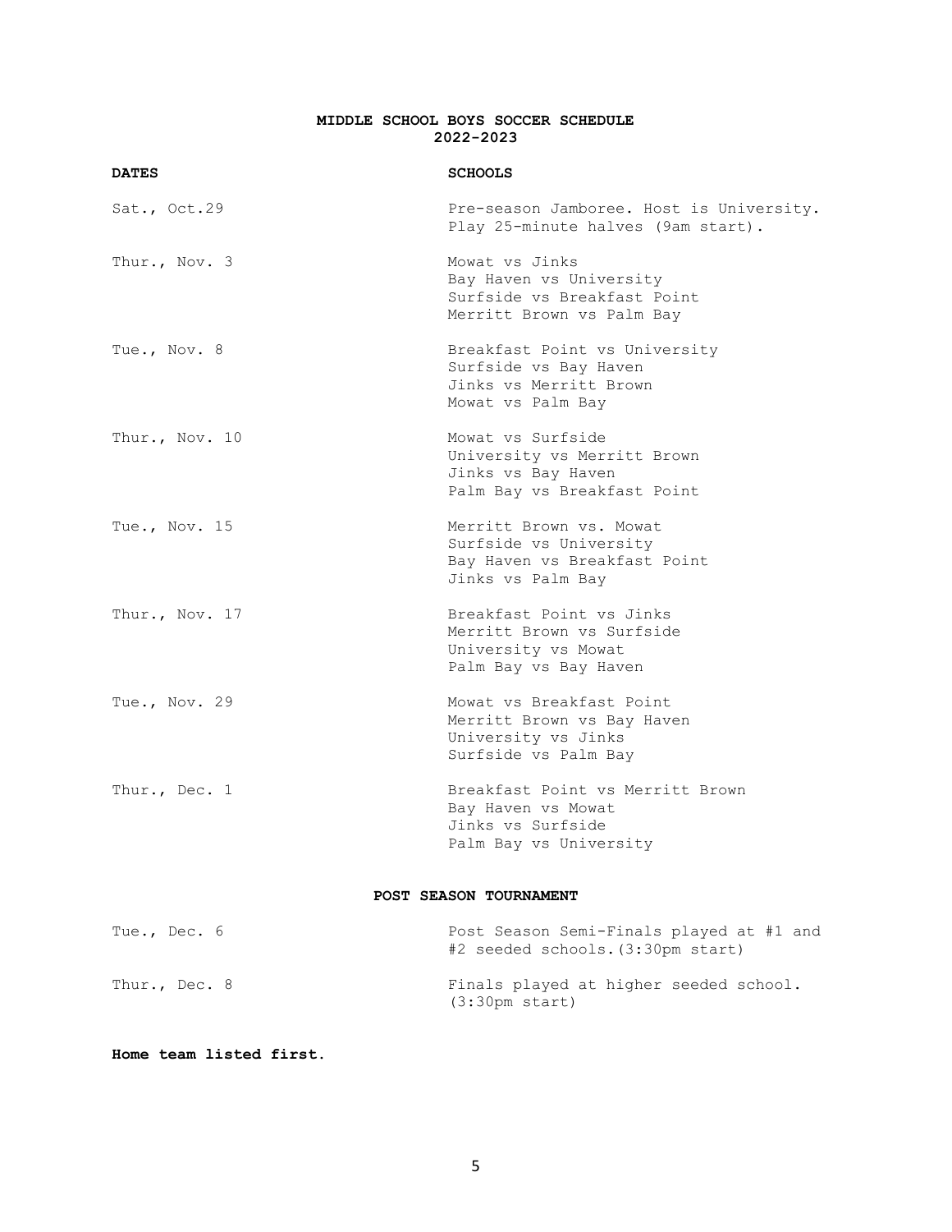# MIDDLE SCHOOL BOYS SOCCER SCHEDULE
## 2022-2023

| DATES | SCHOOLS |
|---|---|
| Sat., Oct.29 | Pre-season Jamboree. Host is University. Play 25-minute halves (9am start). |
| Thur., Nov. 3 | Mowat vs Jinks<br>Bay Haven vs University<br>Surfside vs Breakfast Point<br>Merritt Brown vs Palm Bay |
| Tue., Nov. 8 | Breakfast Point vs University<br>Surfside vs Bay Haven<br>Jinks vs Merritt Brown<br>Mowat vs Palm Bay |
| Thur., Nov. 10 | Mowat vs Surfside<br>University vs Merritt Brown<br>Jinks vs Bay Haven<br>Palm Bay vs Breakfast Point |
| Tue., Nov. 15 | Merritt Brown vs. Mowat<br>Surfside vs University<br>Bay Haven vs Breakfast Point<br>Jinks vs Palm Bay |
| Thur., Nov. 17 | Breakfast Point vs Jinks<br>Merritt Brown vs Surfside<br>University vs Mowat<br>Palm Bay vs Bay Haven |
| Tue., Nov. 29 | Mowat vs Breakfast Point<br>Merritt Brown vs Bay Haven<br>University vs Jinks<br>Surfside vs Palm Bay |
| Thur., Dec. 1 | Breakfast Point vs Merritt Brown<br>Bay Haven vs Mowat<br>Jinks vs Surfside<br>Palm Bay vs University |

### POST SEASON TOURNAMENT

| | |
|---|---|
| Tue., Dec. 6 | Post Season Semi-Finals played at #1 and #2 seeded schools.(3:30pm start) |
| Thur., Dec. 8 | Finals played at higher seeded school. (3:30pm start) |

**Home team listed first.**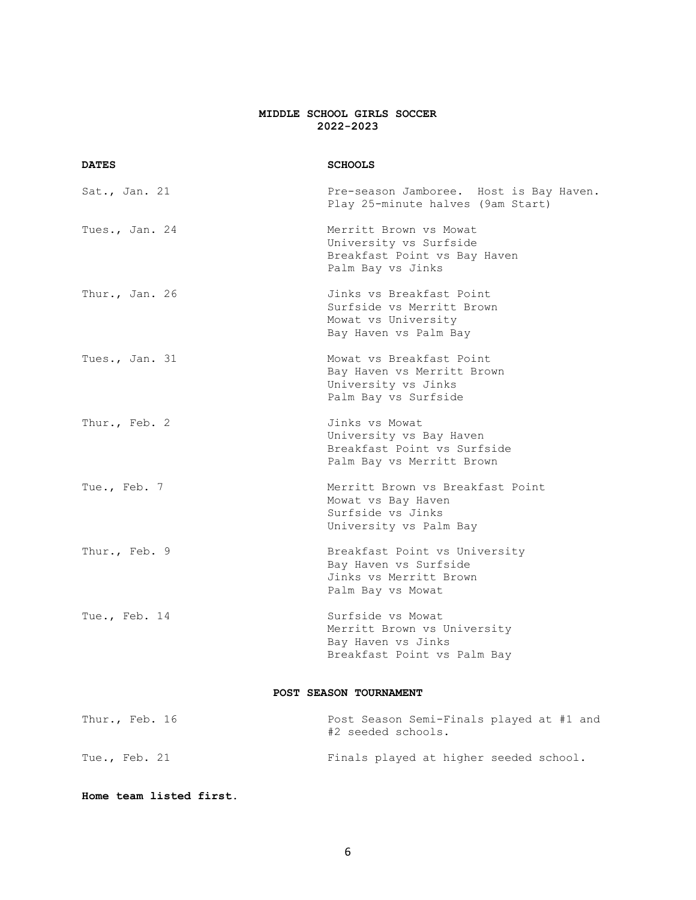# MIDDLE SCHOOL GIRLS SOCCER
## 2022-2023

| DATES | SCHOOLS |
| --- | --- |
| Sat., Jan. 21 | Pre-season Jamboree. Host is Bay Haven. Play 25-minute halves (9am Start) |
| Tues., Jan. 24 | Merritt Brown vs Mowat<br>University vs Surfside<br>Breakfast Point vs Bay Haven<br>Palm Bay vs Jinks |
| Thur., Jan. 26 | Jinks vs Breakfast Point<br>Surfside vs Merritt Brown<br>Mowat vs University<br>Bay Haven vs Palm Bay |
| Tues., Jan. 31 | Mowat vs Breakfast Point<br>Bay Haven vs Merritt Brown<br>University vs Jinks<br>Palm Bay vs Surfside |
| Thur., Feb. 2 | Jinks vs Mowat<br>University vs Bay Haven<br>Breakfast Point vs Surfside<br>Palm Bay vs Merritt Brown |
| Tue., Feb. 7 | Merritt Brown vs Breakfast Point<br>Mowat vs Bay Haven<br>Surfside vs Jinks<br>University vs Palm Bay |
| Thur., Feb. 9 | Breakfast Point vs University<br>Bay Haven vs Surfside<br>Jinks vs Merritt Brown<br>Palm Bay vs Mowat |
| Tue., Feb. 14 | Surfside vs Mowat<br>Merritt Brown vs University<br>Bay Haven vs Jinks<br>Breakfast Point vs Palm Bay |

### POST SEASON TOURNAMENT

| | |
| --- | --- |
| Thur., Feb. 16 | Post Season Semi-Finals played at #1 and #2 seeded schools. |
| Tue., Feb. 21 | Finals played at higher seeded school. |

**Home team listed first.**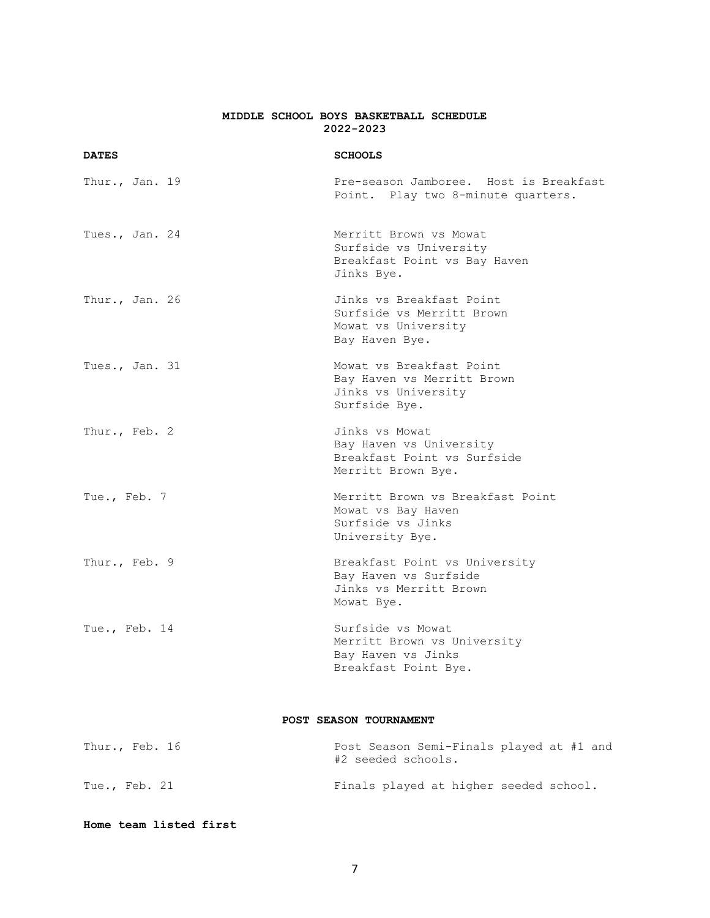# MIDDLE SCHOOL BOYS BASKETBALL SCHEDULE
## 2022-2023

| DATES | SCHOOLS |
| --- | --- |
| Thur., Jan. 19 | Pre-season Jamboree. Host is Breakfast Point. Play two 8-minute quarters. |
| Tues., Jan. 24 | Merritt Brown vs Mowat<br>Surfside vs University<br>Breakfast Point vs Bay Haven<br>Jinks Bye. |
| Thur., Jan. 26 | Jinks vs Breakfast Point<br>Surfside vs Merritt Brown<br>Mowat vs University<br>Bay Haven Bye. |
| Tues., Jan. 31 | Mowat vs Breakfast Point<br>Bay Haven vs Merritt Brown<br>Jinks vs University<br>Surfside Bye. |
| Thur., Feb. 2 | Jinks vs Mowat<br>Bay Haven vs University<br>Breakfast Point vs Surfside<br>Merritt Brown Bye. |
| Tue., Feb. 7 | Merritt Brown vs Breakfast Point<br>Mowat vs Bay Haven<br>Surfside vs Jinks<br>University Bye. |
| Thur., Feb. 9 | Breakfast Point vs University<br>Bay Haven vs Surfside<br>Jinks vs Merritt Brown<br>Mowat Bye. |
| Tue., Feb. 14 | Surfside vs Mowat<br>Merritt Brown vs University<br>Bay Haven vs Jinks<br>Breakfast Point Bye. |

## POST SEASON TOURNAMENT

| | |
| --- | --- |
| Thur., Feb. 16 | Post Season Semi-Finals played at #1 and #2 seeded schools. |
| Tue., Feb. 21 | Finals played at higher seeded school. |

**Home team listed first**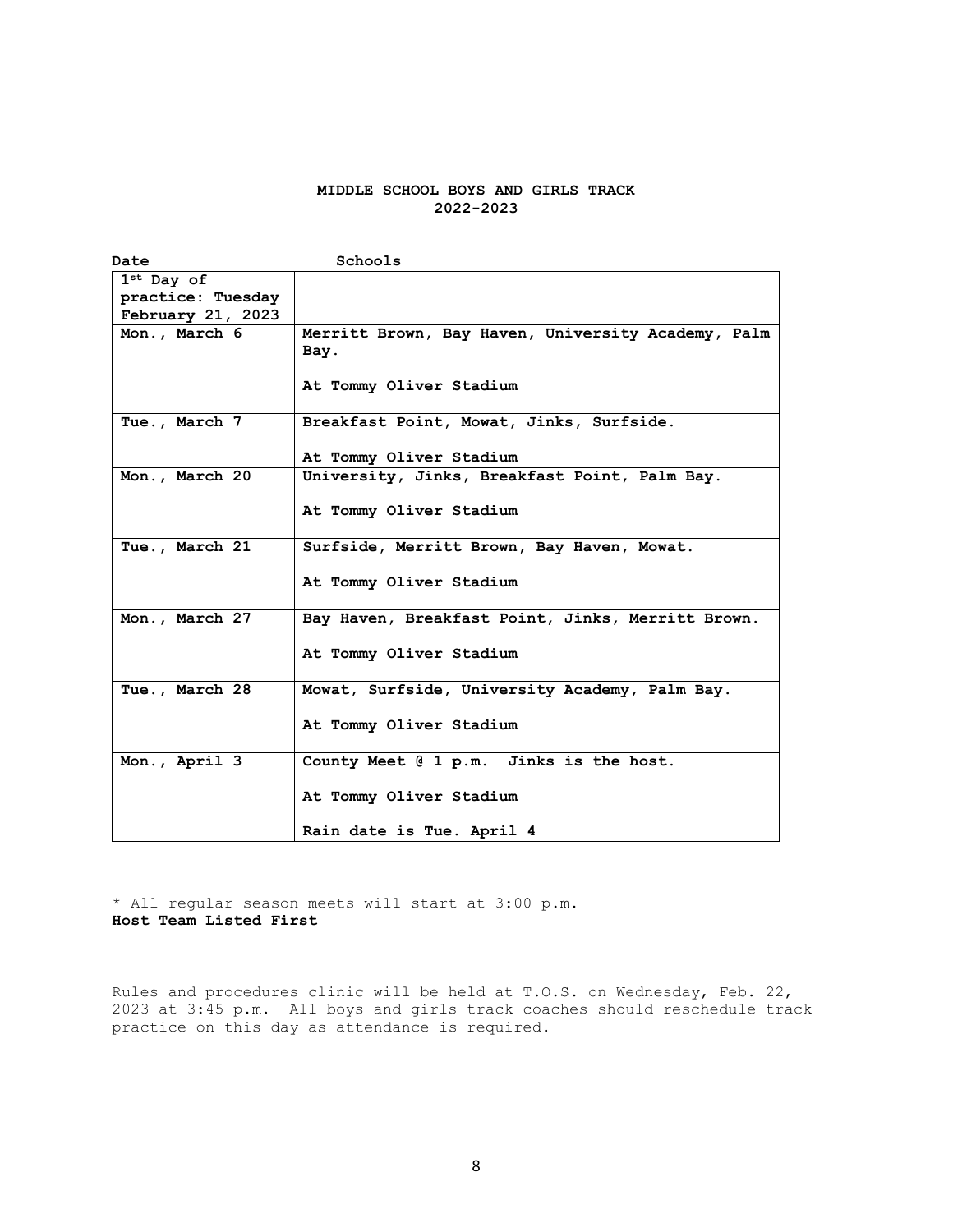**MIDDLE SCHOOL BOYS AND GIRLS TRACK**
**2022-2023**

| Date | Schools |
|---|---|
| **1st Day of practice: Tuesday February 21, 2023** | |
| **Mon., March 6** | **Merritt Brown, Bay Haven, University Academy, Palm Bay.**<br><br>**At Tommy Oliver Stadium** |
| **Tue., March 7** | **Breakfast Point, Mowat, Jinks, Surfside.**<br><br>**At Tommy Oliver Stadium** |
| **Mon., March 20** | **University, Jinks, Breakfast Point, Palm Bay.**<br><br>**At Tommy Oliver Stadium** |
| **Tue., March 21** | **Surfside, Merritt Brown, Bay Haven, Mowat.**<br><br>**At Tommy Oliver Stadium** |
| **Mon., March 27** | **Bay Haven, Breakfast Point, Jinks, Merritt Brown.**<br><br>**At Tommy Oliver Stadium** |
| **Tue., March 28** | **Mowat, Surfside, University Academy, Palm Bay.**<br><br>**At Tommy Oliver Stadium** |
| **Mon., April 3** | **County Meet @ 1 p.m. Jinks is the host.**<br><br>**At Tommy Oliver Stadium**<br><br>**Rain date is Tue. April 4** |

\* All regular season meets will start at 3:00 p.m.
**Host Team Listed First**

Rules and procedures clinic will be held at T.O.S. on Wednesday, Feb. 22, 2023 at 3:45 p.m. All boys and girls track coaches should reschedule track practice on this day as attendance is required.